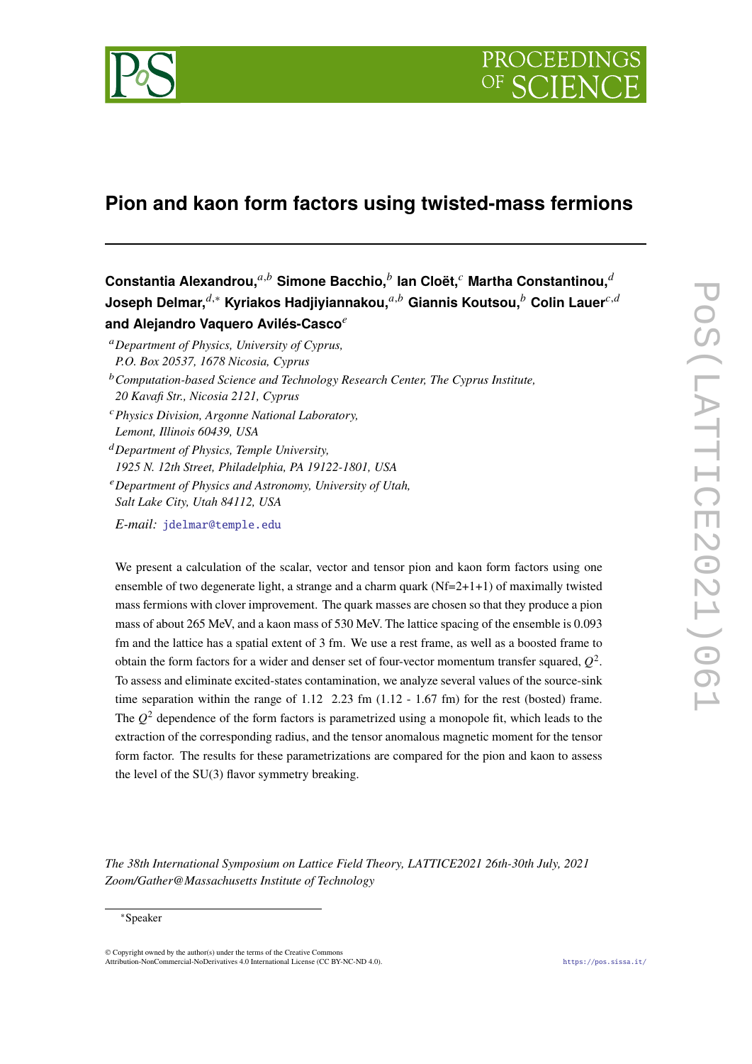# Pion and kaon form factors using twisted-mass fermions

**Constantia Alexandrou,**[a,b] **Simone Bacchio,**[b] **Ian Cloët,**[c] **Martha Constantinou,**[d] **Joseph Delmar,**[d,*] **Kyriakos Hadjiyiannakou,**[a,b] **Giannis Koutsou,**[b] **Colin Lauer**[c,d] **and Alejandro Vaquero Avilés-Casco**[e]

[a] *Department of Physics, University of Cyprus, P.O. Box 20537, 1678 Nicosia, Cyprus*

[b] *Computation-based Science and Technology Research Center, The Cyprus Institute, 20 Kavafi Str., Nicosia 2121, Cyprus*

[c] *Physics Division, Argonne National Laboratory, Lemont, Illinois 60439, USA*

[d] *Department of Physics, Temple University, 1925 N. 12th Street, Philadelphia, PA 19122-1801, USA*

[e] *Department of Physics and Astronomy, University of Utah, Salt Lake City, Utah 84112, USA*

*E-mail:* jdelmar@temple.edu

We present a calculation of the scalar, vector and tensor pion and kaon form factors using one ensemble of two degenerate light, a strange and a charm quark (Nf=2+1+1) of maximally twisted mass fermions with clover improvement. The quark masses are chosen so that they produce a pion mass of about 265 MeV, and a kaon mass of 530 MeV. The lattice spacing of the ensemble is 0.093 fm and the lattice has a spatial extent of 3 fm. We use a rest frame, as well as a boosted frame to obtain the form factors for a wider and denser set of four-vector momentum transfer squared, $Q^2$. To assess and eliminate excited-states contamination, we analyze several values of the source-sink time separation within the range of 1.12 2.23 fm (1.12 - 1.67 fm) for the rest (bosted) frame. The $Q^2$ dependence of the form factors is parametrized using a monopole fit, which leads to the extraction of the corresponding radius, and the tensor anomalous magnetic moment for the tensor form factor. The results for these parametrizations are compared for the pion and kaon to assess the level of the SU(3) flavor symmetry breaking.

*The 38th International Symposium on Lattice Field Theory, LATTICE2021 26th-30th July, 2021 Zoom/Gather@Massachusetts Institute of Technology*

*Speaker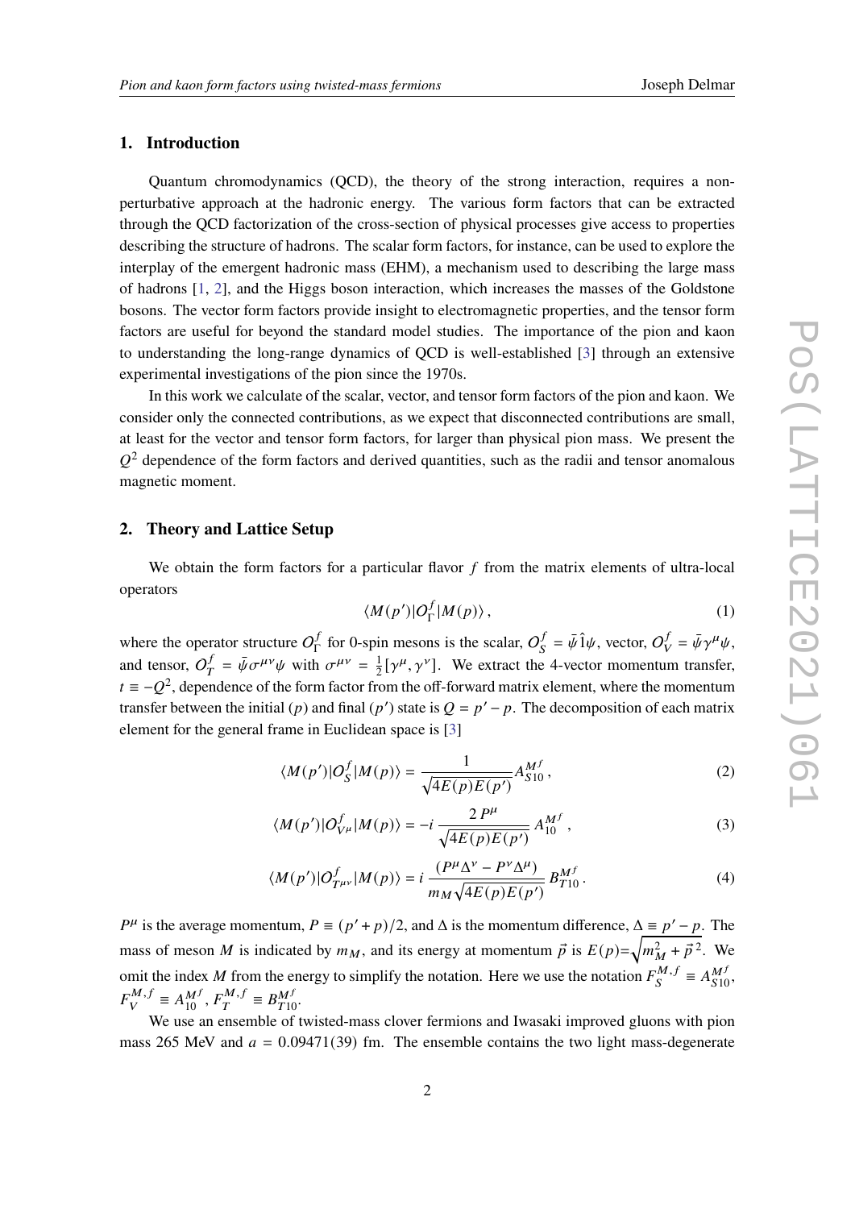## 1. Introduction

Quantum chromodynamics (QCD), the theory of the strong interaction, requires a non-perturbative approach at the hadronic energy. The various form factors that can be extracted through the QCD factorization of the cross-section of physical processes give access to properties describing the structure of hadrons. The scalar form factors, for instance, can be used to explore the interplay of the emergent hadronic mass (EHM), a mechanism used to describing the large mass of hadrons [1, 2], and the Higgs boson interaction, which increases the masses of the Goldstone bosons. The vector form factors provide insight to electromagnetic properties, and the tensor form factors are useful for beyond the standard model studies. The importance of the pion and kaon to understanding the long-range dynamics of QCD is well-established [3] through an extensive experimental investigations of the pion since the 1970s.

In this work we calculate of the scalar, vector, and tensor form factors of the pion and kaon. We consider only the connected contributions, as we expect that disconnected contributions are small, at least for the vector and tensor form factors, for larger than physical pion mass. We present the $Q^2$ dependence of the form factors and derived quantities, such as the radii and tensor anomalous magnetic moment.

## 2. Theory and Lattice Setup

We obtain the form factors for a particular flavor $f$ from the matrix elements of ultra-local operators

$$\langle M(p')|O^f_\Gamma|M(p)\rangle\,, \tag{1}$$

where the operator structure $O^f_\Gamma$ for 0-spin mesons is the scalar, $O^f_S = \bar{\psi}\hat{1}\psi$, vector, $O^f_V = \bar{\psi}\gamma^\mu\psi$, and tensor, $O^f_T = \bar{\psi}\sigma^{\mu\nu}\psi$ with $\sigma^{\mu\nu} = \frac{1}{2}[\gamma^\mu, \gamma^\nu]$. We extract the 4-vector momentum transfer, $t \equiv -Q^2$, dependence of the form factor from the off-forward matrix element, where the momentum transfer between the initial ($p$) and final ($p'$) state is $Q = p' - p$. The decomposition of each matrix element for the general frame in Euclidean space is [3]

$$\langle M(p')|O^f_S|M(p)\rangle = \frac{1}{\sqrt{4E(p)E(p')}} A^{M^f}_{S10}\,, \tag{2}$$

$$\langle M(p')|O^f_{V^\mu}|M(p)\rangle = -i\,\frac{2\,P^\mu}{\sqrt{4E(p)E(p')}}\,A^{M^f}_{10}\,, \tag{3}$$

$$\langle M(p')|O^f_{T^{\mu\nu}}|M(p)\rangle = i\,\frac{(P^\mu\Delta^\nu - P^\nu\Delta^\mu)}{m_M\sqrt{4E(p)E(p')}}\,B^{M^f}_{T10}\,. \tag{4}$$

$P^\mu$ is the average momentum, $P \equiv (p' + p)/2$, and $\Delta$ is the momentum difference, $\Delta \equiv p' - p$. The mass of meson $M$ is indicated by $m_M$, and its energy at momentum $\vec{p}$ is $E(p)=\sqrt{m_M^2 + \vec{p}^{\,2}}$. We omit the index $M$ from the energy to simplify the notation. Here we use the notation $F^{M,f}_S \equiv A^{M^f}_{S10}$, $F^{M,f}_V \equiv A^{M^f}_{10}$, $F^{M,f}_T \equiv B^{M^f}_{T10}$.

We use an ensemble of twisted-mass clover fermions and Iwasaki improved gluons with pion mass 265 MeV and $a = 0.09471(39)$ fm. The ensemble contains the two light mass-degenerate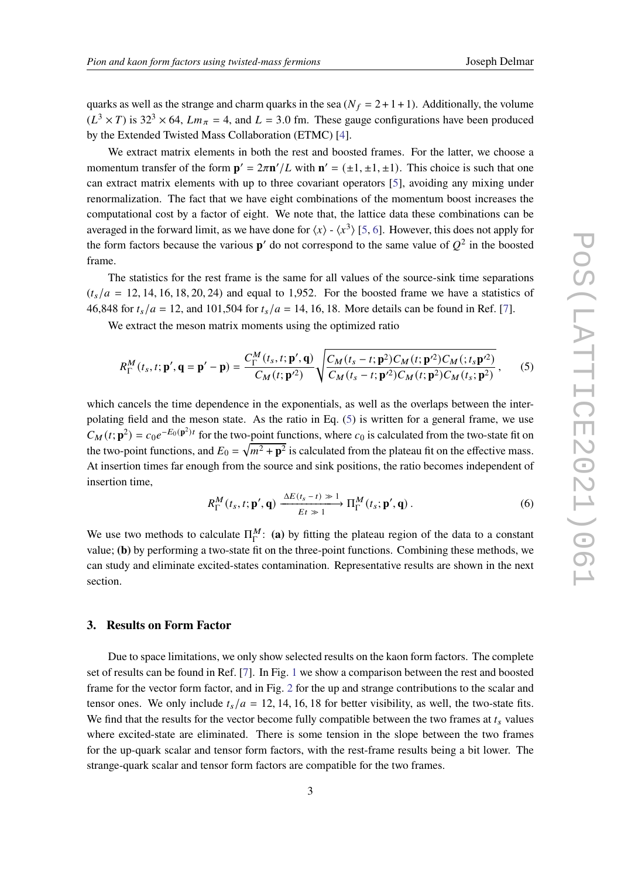quarks as well as the strange and charm quarks in the sea ($N_f = 2+1+1$). Additionally, the volume ($L^3 \times T$) is $32^3 \times 64$, $Lm_\pi = 4$, and $L = 3.0$ fm. These gauge configurations have been produced by the Extended Twisted Mass Collaboration (ETMC) [4].

We extract matrix elements in both the rest and boosted frames. For the latter, we choose a momentum transfer of the form $\mathbf{p}' = 2\pi\mathbf{n}'/L$ with $\mathbf{n}' = (\pm 1, \pm 1, \pm 1)$. This choice is such that one can extract matrix elements with up to three covariant operators [5], avoiding any mixing under renormalization. The fact that we have eight combinations of the momentum boost increases the computational cost by a factor of eight. We note that, the lattice data these combinations can be averaged in the forward limit, as we have done for $\langle x \rangle$ - $\langle x^3 \rangle$ [5, 6]. However, this does not apply for the form factors because the various $\mathbf{p}'$ do not correspond to the same value of $Q^2$ in the boosted frame.

The statistics for the rest frame is the same for all values of the source-sink time separations ($t_s/a = 12, 14, 16, 18, 20, 24$) and equal to 1,952. For the boosted frame we have a statistics of 46,848 for $t_s/a = 12$, and 101,504 for $t_s/a = 14, 16, 18$. More details can be found in Ref. [7].

We extract the meson matrix moments using the optimized ratio

$$R^M_\Gamma(t_s, t; \mathbf{p}', \mathbf{q} = \mathbf{p}' - \mathbf{p}) = \frac{C^M_\Gamma(t_s, t; \mathbf{p}', \mathbf{q})}{C_M(t; \mathbf{p}'^2)} \sqrt{\frac{C_M(t_s - t; \mathbf{p}^2) C_M(t; \mathbf{p}'^2) C_M(; t_s \mathbf{p}'^2)}{C_M(t_s - t; \mathbf{p}'^2) C_M(t; \mathbf{p}^2) C_M(t_s; \mathbf{p}^2)}}\,, \tag{5}$$

which cancels the time dependence in the exponentials, as well as the overlaps between the interpolating field and the meson state. As the ratio in Eq. (5) is written for a general frame, we use $C_M(t; \mathbf{p}^2) = c_0 e^{-E_0(\mathbf{p}^2)t}$ for the two-point functions, where $c_0$ is calculated from the two-state fit on the two-point functions, and $E_0 = \sqrt{m^2 + \mathbf{p}^2}$ is calculated from the plateau fit on the effective mass. At insertion times far enough from the source and sink positions, the ratio becomes independent of insertion time,

$$R^M_\Gamma(t_s, t; \mathbf{p}', \mathbf{q}) \xrightarrow[Et \,\gg\, 1]{\Delta E(t_s - t) \,\gg\, 1} \Pi^M_\Gamma(t_s; \mathbf{p}', \mathbf{q})\,. \tag{6}$$

We use two methods to calculate $\Pi^M_\Gamma$: **(a)** by fitting the plateau region of the data to a constant value; **(b)** by performing a two-state fit on the three-point functions. Combining these methods, we can study and eliminate excited-states contamination. Representative results are shown in the next section.

## 3. Results on Form Factor

Due to space limitations, we only show selected results on the kaon form factors. The complete set of results can be found in Ref. [7]. In Fig. 1 we show a comparison between the rest and boosted frame for the vector form factor, and in Fig. 2 for the up and strange contributions to the scalar and tensor ones. We only include $t_s/a = 12, 14, 16, 18$ for better visibility, as well, the two-state fits. We find that the results for the vector become fully compatible between the two frames at $t_s$ values where excited-state are eliminated. There is some tension in the slope between the two frames for the up-quark scalar and tensor form factors, with the rest-frame results being a bit lower. The strange-quark scalar and tensor form factors are compatible for the two frames.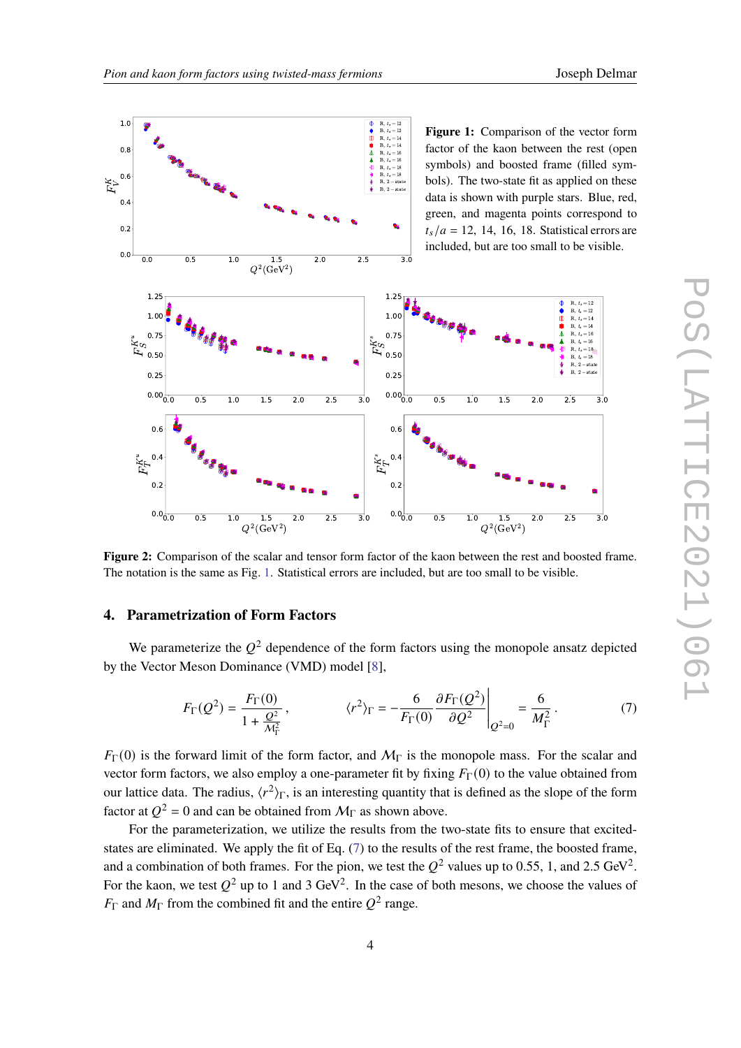**Figure 1:** Comparison of the vector form factor of the kaon between the rest (open symbols) and boosted frame (filled symbols). The two-state fit as applied on these data is shown with purple stars. Blue, red, green, and magenta points correspond to $t_s/a = 12, 14, 16, 18$. Statistical errors are included, but are too small to be visible.

**Figure 2:** Comparison of the scalar and tensor form factor of the kaon between the rest and boosted frame. The notation is the same as Fig. 1. Statistical errors are included, but are too small to be visible.

## 4. Parametrization of Form Factors

We parameterize the $Q^2$ dependence of the form factors using the monopole ansatz depicted by the Vector Meson Dominance (VMD) model [8],

$$F_\Gamma(Q^2) = \frac{F_\Gamma(0)}{1 + \frac{Q^2}{M_\Gamma^2}}, \qquad \langle r^2 \rangle_\Gamma = -\frac{6}{F_\Gamma(0)} \frac{\partial F_\Gamma(Q^2)}{\partial Q^2}\bigg|_{Q^2=0} = \frac{6}{M_\Gamma^2}. \tag{7}$$

$F_\Gamma(0)$ is the forward limit of the form factor, and $M_\Gamma$ is the monopole mass. For the scalar and vector form factors, we also employ a one-parameter fit by fixing $F_\Gamma(0)$ to the value obtained from our lattice data. The radius, $\langle r^2 \rangle_\Gamma$, is an interesting quantity that is defined as the slope of the form factor at $Q^2 = 0$ and can be obtained from $M_\Gamma$ as shown above.

For the parameterization, we utilize the results from the two-state fits to ensure that excited-states are eliminated. We apply the fit of Eq. (7) to the results of the rest frame, the boosted frame, and a combination of both frames. For the pion, we test the $Q^2$ values up to 0.55, 1, and 2.5 GeV$^2$. For the kaon, we test $Q^2$ up to 1 and 3 GeV$^2$. In the case of both mesons, we choose the values of $F_\Gamma$ and $M_\Gamma$ from the combined fit and the entire $Q^2$ range.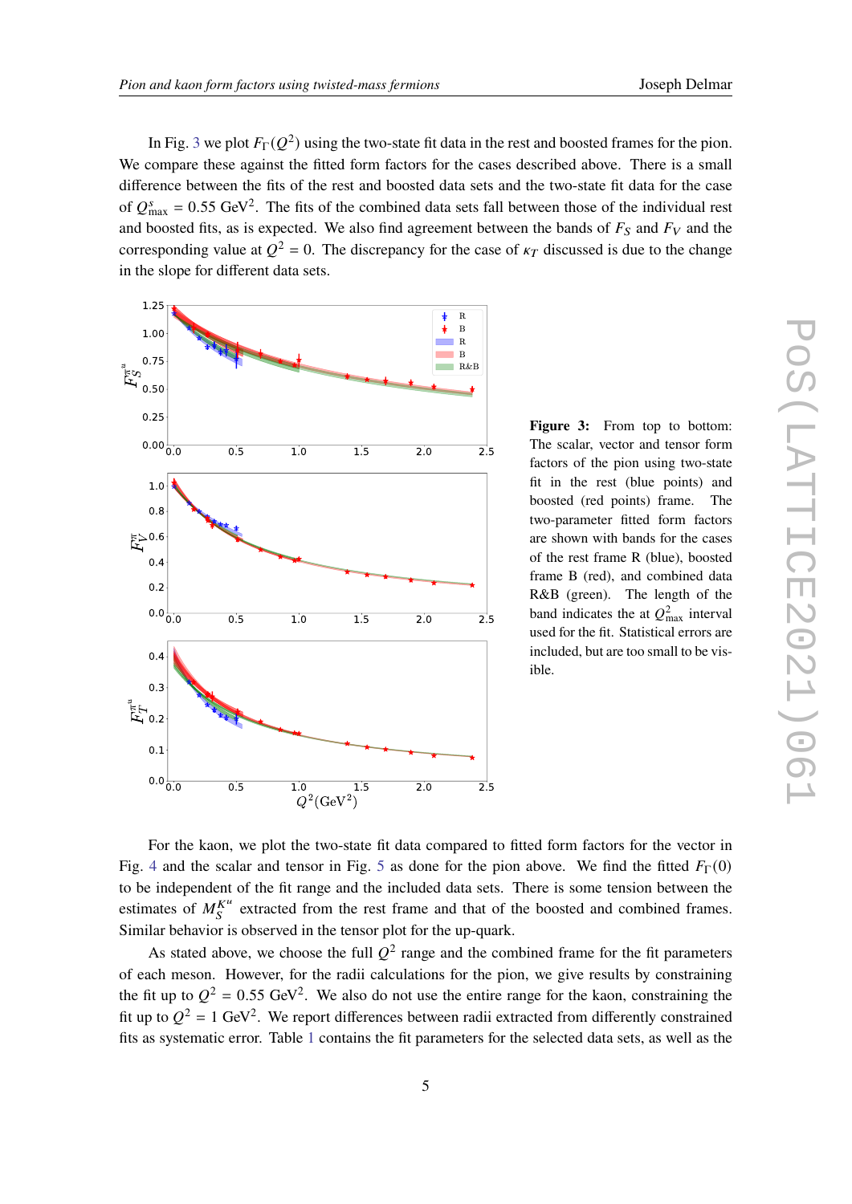In Fig. 3 we plot $F_\Gamma(Q^2)$ using the two-state fit data in the rest and boosted frames for the pion. We compare these against the fitted form factors for the cases described above. There is a small difference between the fits of the rest and boosted data sets and the two-state fit data for the case of $Q^s_{\rm max} = 0.55$ GeV$^2$. The fits of the combined data sets fall between those of the individual rest and boosted fits, as is expected. We also find agreement between the bands of $F_S$ and $F_V$ and the corresponding value at $Q^2 = 0$. The discrepancy for the case of $\kappa_T$ discussed is due to the change in the slope for different data sets.

**Figure 3:** From top to bottom: The scalar, vector and tensor form factors of the pion using two-state fit in the rest (blue points) and boosted (red points) frame. The two-parameter fitted form factors are shown with bands for the cases of the rest frame R (blue), boosted frame B (red), and combined data R&B (green). The length of the band indicates the at $Q^2_{\rm max}$ interval used for the fit. Statistical errors are included, but are too small to be visible.

For the kaon, we plot the two-state fit data compared to fitted form factors for the vector in Fig. 4 and the scalar and tensor in Fig. 5 as done for the pion above. We find the fitted $F_\Gamma(0)$ to be independent of the fit range and the included data sets. There is some tension between the estimates of $M_S^{K^u}$ extracted from the rest frame and that of the boosted and combined frames. Similar behavior is observed in the tensor plot for the up-quark.

As stated above, we choose the full $Q^2$ range and the combined frame for the fit parameters of each meson. However, for the radii calculations for the pion, we give results by constraining the fit up to $Q^2 = 0.55$ GeV$^2$. We also do not use the entire range for the kaon, constraining the fit up to $Q^2 = 1$ GeV$^2$. We report differences between radii extracted from differently constrained fits as systematic error. Table 1 contains the fit parameters for the selected data sets, as well as the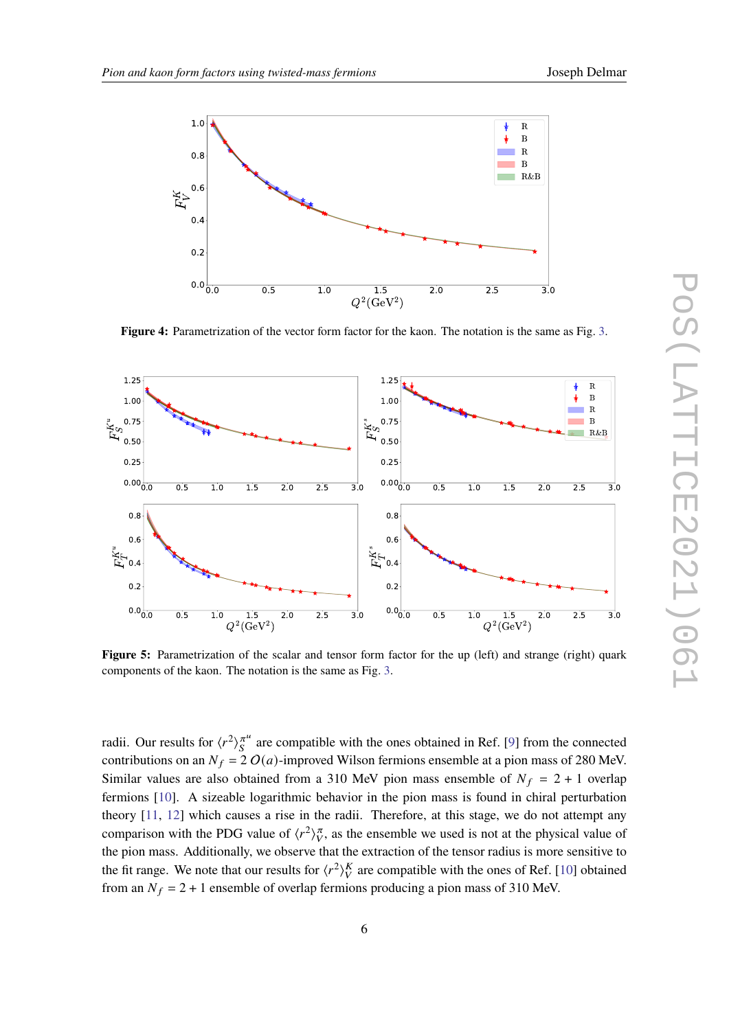**Figure 4:** Parametrization of the vector form factor for the kaon. The notation is the same as Fig. 3.

**Figure 5:** Parametrization of the scalar and tensor form factor for the up (left) and strange (right) quark components of the kaon. The notation is the same as Fig. 3.

radii. Our results for $\langle r^2 \rangle_S^{\pi^u}$ are compatible with the ones obtained in Ref. [9] from the connected contributions on an $N_f = 2$ $O(a)$-improved Wilson fermions ensemble at a pion mass of 280 MeV. Similar values are also obtained from a 310 MeV pion mass ensemble of $N_f = 2 + 1$ overlap fermions [10]. A sizeable logarithmic behavior in the pion mass is found in chiral perturbation theory [11, 12] which causes a rise in the radii. Therefore, at this stage, we do not attempt any comparison with the PDG value of $\langle r^2 \rangle_V^{\pi}$, as the ensemble we used is not at the physical value of the pion mass. Additionally, we observe that the extraction of the tensor radius is more sensitive to the fit range. We note that our results for $\langle r^2 \rangle_V^K$ are compatible with the ones of Ref. [10] obtained from an $N_f = 2 + 1$ ensemble of overlap fermions producing a pion mass of 310 MeV.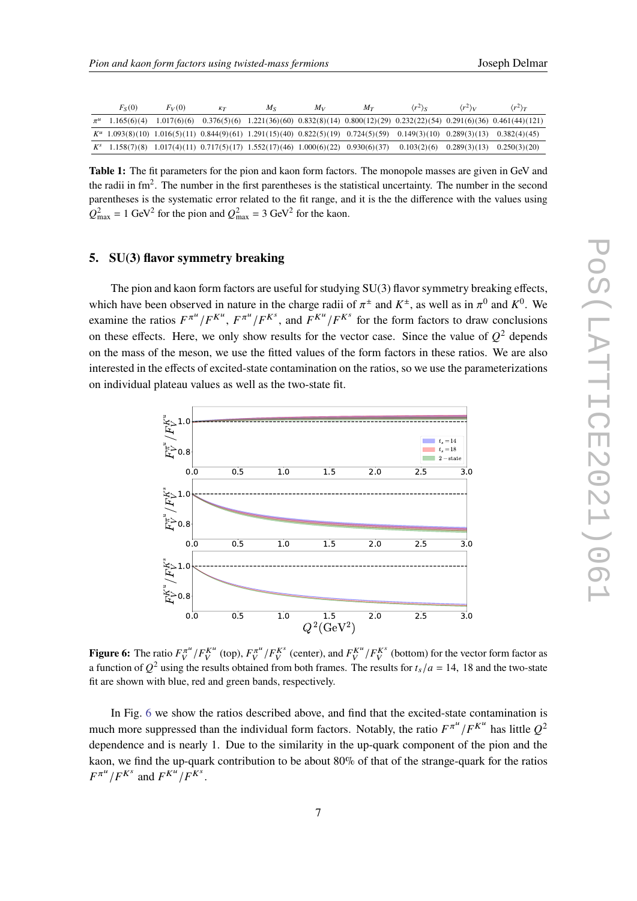| | $F_S(0)$ | $F_V(0)$ | $\kappa_T$ | $M_S$ | $M_V$ | $M_T$ | $\langle r^2 \rangle_S$ | $\langle r^2 \rangle_V$ | $\langle r^2 \rangle_T$ |
|---|---|---|---|---|---|---|---|---|---|
| $\pi^u$ | 1.165(6)(4) | 1.017(6)(6) | 0.376(5)(6) | 1.221(36)(60) | 0.832(8)(14) | 0.800(12)(29) | 0.232(22)(54) | 0.291(6)(36) | 0.461(44)(121) |
| $K^u$ | 1.093(8)(10) | 1.016(5)(11) | 0.844(9)(61) | 1.291(15)(40) | 0.822(5)(19) | 0.724(5)(59) | 0.149(3)(10) | 0.289(3)(13) | 0.382(4)(45) |
| $K^s$ | 1.158(7)(8) | 1.017(4)(11) | 0.717(5)(17) | 1.552(17)(46) | 1.000(6)(22) | 0.930(6)(37) | 0.103(2)(6) | 0.289(3)(13) | 0.250(3)(20) |

**Table 1:** The fit parameters for the pion and kaon form factors. The monopole masses are given in GeV and the radii in fm$^2$. The number in the first parentheses is the statistical uncertainty. The number in the second parentheses is the systematic error related to the fit range, and it is the the difference with the values using $Q^2_{\rm max} = 1$ GeV$^2$ for the pion and $Q^2_{\rm max} = 3$ GeV$^2$ for the kaon.

## 5. SU(3) flavor symmetry breaking

The pion and kaon form factors are useful for studying SU(3) flavor symmetry breaking effects, which have been observed in nature in the charge radii of $\pi^\pm$ and $K^\pm$, as well as in $\pi^0$ and $K^0$. We examine the ratios $F^{\pi^u}/F^{K^u}$, $F^{\pi^u}/F^{K^s}$, and $F^{K^u}/F^{K^s}$ for the form factors to draw conclusions on these effects. Here, we only show results for the vector case. Since the value of $Q^2$ depends on the mass of the meson, we use the fitted values of the form factors in these ratios. We are also interested in the effects of excited-state contamination on the ratios, so we use the parameterizations on individual plateau values as well as the two-state fit.

**Figure 6:** The ratio $F_V^{\pi^u}/F_V^{K^u}$ (top), $F_V^{\pi^u}/F_V^{K^s}$ (center), and $F_V^{K^u}/F_V^{K^s}$ (bottom) for the vector form factor as a function of $Q^2$ using the results obtained from both frames. The results for $t_s/a = 14,\ 18$ and the two-state fit are shown with blue, red and green bands, respectively.

In Fig. 6 we show the ratios described above, and find that the excited-state contamination is much more suppressed than the individual form factors. Notably, the ratio $F^{\pi^u}/F^{K^u}$ has little $Q^2$ dependence and is nearly 1. Due to the similarity in the up-quark component of the pion and the kaon, we find the up-quark contribution to be about 80% of that of the strange-quark for the ratios $F^{\pi^u}/F^{K^s}$ and $F^{K^u}/F^{K^s}$.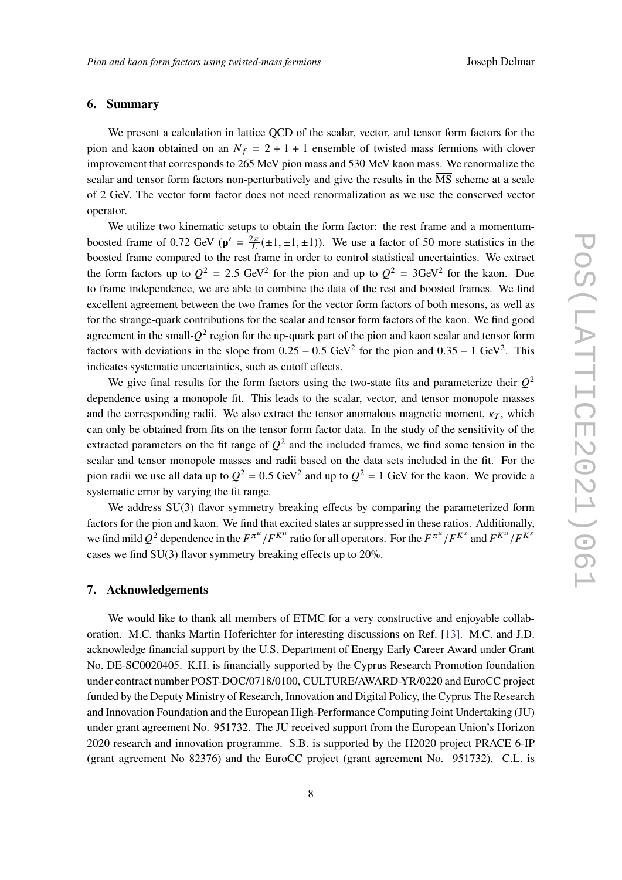## 6. Summary

We present a calculation in lattice QCD of the scalar, vector, and tensor form factors for the pion and kaon obtained on an $N_f = 2 + 1 + 1$ ensemble of twisted mass fermions with clover improvement that corresponds to 265 MeV pion mass and 530 MeV kaon mass. We renormalize the scalar and tensor form factors non-perturbatively and give the results in the $\overline{\text{MS}}$ scheme at a scale of 2 GeV. The vector form factor does not need renormalization as we use the conserved vector operator.

We utilize two kinematic setups to obtain the form factor: the rest frame and a momentum-boosted frame of 0.72 GeV ($\mathbf{p}' = \frac{2\pi}{L}(\pm 1, \pm 1, \pm 1)$). We use a factor of 50 more statistics in the boosted frame compared to the rest frame in order to control statistical uncertainties. We extract the form factors up to $Q^2 = 2.5$ GeV$^2$ for the pion and up to $Q^2 = 3$GeV$^2$ for the kaon. Due to frame independence, we are able to combine the data of the rest and boosted frames. We find excellent agreement between the two frames for the vector form factors of both mesons, as well as for the strange-quark contributions for the scalar and tensor form factors of the kaon. We find good agreement in the small-$Q^2$ region for the up-quark part of the pion and kaon scalar and tensor form factors with deviations in the slope from $0.25 - 0.5$ GeV$^2$ for the pion and $0.35 - 1$ GeV$^2$. This indicates systematic uncertainties, such as cutoff effects.

We give final results for the form factors using the two-state fits and parameterize their $Q^2$ dependence using a monopole fit. This leads to the scalar, vector, and tensor monopole masses and the corresponding radii. We also extract the tensor anomalous magnetic moment, $\kappa_T$, which can only be obtained from fits on the tensor form factor data. In the study of the sensitivity of the extracted parameters on the fit range of $Q^2$ and the included frames, we find some tension in the scalar and tensor monopole masses and radii based on the data sets included in the fit. For the pion radii we use all data up to $Q^2 = 0.5$ GeV$^2$ and up to $Q^2 = 1$ GeV for the kaon. We provide a systematic error by varying the fit range.

We address SU(3) flavor symmetry breaking effects by comparing the parameterized form factors for the pion and kaon. We find that excited states ar suppressed in these ratios. Additionally, we find mild $Q^2$ dependence in the $F^{\pi^u}/F^{K^u}$ ratio for all operators. For the $F^{\pi^u}/F^{K^s}$ and $F^{K^u}/F^{K^s}$ cases we find SU(3) flavor symmetry breaking effects up to 20%.

## 7. Acknowledgements

We would like to thank all members of ETMC for a very constructive and enjoyable collaboration. M.C. thanks Martin Hoferichter for interesting discussions on Ref. [13]. M.C. and J.D. acknowledge financial support by the U.S. Department of Energy Early Career Award under Grant No. DE-SC0020405. K.H. is financially supported by the Cyprus Research Promotion foundation under contract number POST-DOC/0718/0100, CULTURE/AWARD-YR/0220 and EuroCC project funded by the Deputy Ministry of Research, Innovation and Digital Policy, the Cyprus The Research and Innovation Foundation and the European High-Performance Computing Joint Undertaking (JU) under grant agreement No. 951732. The JU received support from the European Union's Horizon 2020 research and innovation programme. S.B. is supported by the H2020 project PRACE 6-IP (grant agreement No 82376) and the EuroCC project (grant agreement No. 951732). C.L. is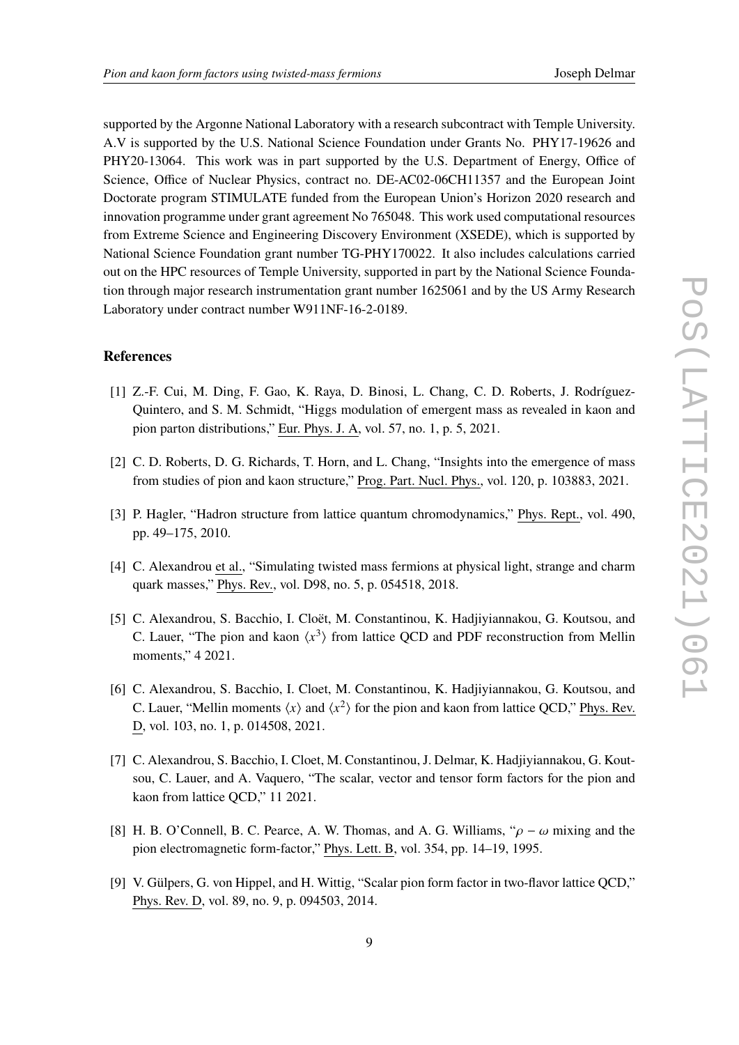supported by the Argonne National Laboratory with a research subcontract with Temple University. A.V is supported by the U.S. National Science Foundation under Grants No. PHY17-19626 and PHY20-13064. This work was in part supported by the U.S. Department of Energy, Office of Science, Office of Nuclear Physics, contract no. DE-AC02-06CH11357 and the European Joint Doctorate program STIMULATE funded from the European Union's Horizon 2020 research and innovation programme under grant agreement No 765048. This work used computational resources from Extreme Science and Engineering Discovery Environment (XSEDE), which is supported by National Science Foundation grant number TG-PHY170022. It also includes calculations carried out on the HPC resources of Temple University, supported in part by the National Science Foundation through major research instrumentation grant number 1625061 and by the US Army Research Laboratory under contract number W911NF-16-2-0189.

## References

[1] Z.-F. Cui, M. Ding, F. Gao, K. Raya, D. Binosi, L. Chang, C. D. Roberts, J. Rodríguez-Quintero, and S. M. Schmidt, "Higgs modulation of emergent mass as revealed in kaon and pion parton distributions," Eur. Phys. J. A, vol. 57, no. 1, p. 5, 2021.

[2] C. D. Roberts, D. G. Richards, T. Horn, and L. Chang, "Insights into the emergence of mass from studies of pion and kaon structure," Prog. Part. Nucl. Phys., vol. 120, p. 103883, 2021.

[3] P. Hagler, "Hadron structure from lattice quantum chromodynamics," Phys. Rept., vol. 490, pp. 49–175, 2010.

[4] C. Alexandrou et al., "Simulating twisted mass fermions at physical light, strange and charm quark masses," Phys. Rev., vol. D98, no. 5, p. 054518, 2018.

[5] C. Alexandrou, S. Bacchio, I. Cloët, M. Constantinou, K. Hadjiyiannakou, G. Koutsou, and C. Lauer, "The pion and kaon $\langle x^3 \rangle$ from lattice QCD and PDF reconstruction from Mellin moments," 4 2021.

[6] C. Alexandrou, S. Bacchio, I. Cloet, M. Constantinou, K. Hadjiyiannakou, G. Koutsou, and C. Lauer, "Mellin moments $\langle x \rangle$ and $\langle x^2 \rangle$ for the pion and kaon from lattice QCD," Phys. Rev. D, vol. 103, no. 1, p. 014508, 2021.

[7] C. Alexandrou, S. Bacchio, I. Cloet, M. Constantinou, J. Delmar, K. Hadjiyiannakou, G. Koutsou, C. Lauer, and A. Vaquero, "The scalar, vector and tensor form factors for the pion and kaon from lattice QCD," 11 2021.

[8] H. B. O'Connell, B. C. Pearce, A. W. Thomas, and A. G. Williams, "$\rho - \omega$ mixing and the pion electromagnetic form-factor," Phys. Lett. B, vol. 354, pp. 14–19, 1995.

[9] V. Gülpers, G. von Hippel, and H. Wittig, "Scalar pion form factor in two-flavor lattice QCD," Phys. Rev. D, vol. 89, no. 9, p. 094503, 2014.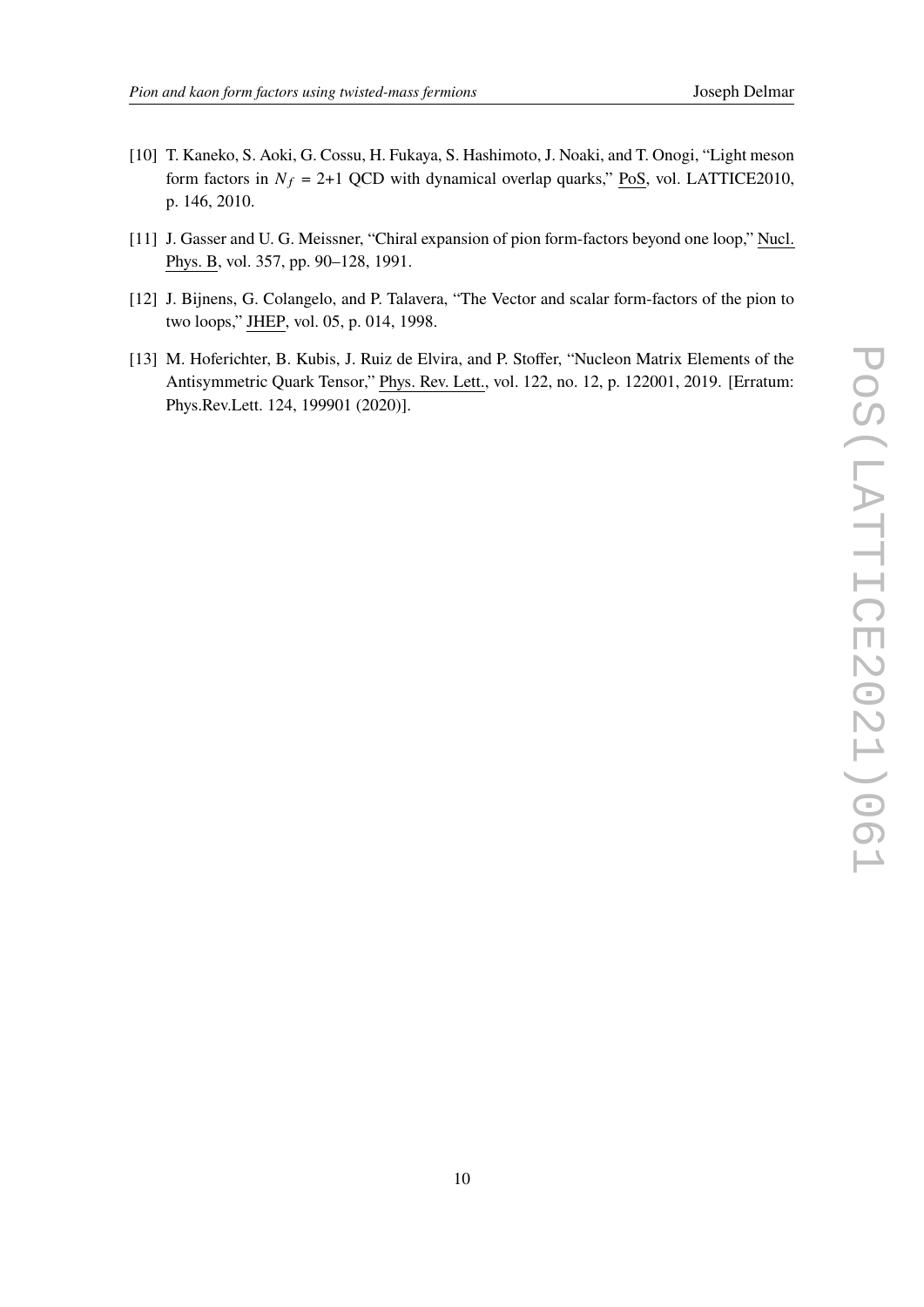[10] T. Kaneko, S. Aoki, G. Cossu, H. Fukaya, S. Hashimoto, J. Noaki, and T. Onogi, "Light meson form factors in $N_f$ = 2+1 QCD with dynamical overlap quarks," PoS, vol. LATTICE2010, p. 146, 2010.

[11] J. Gasser and U. G. Meissner, "Chiral expansion of pion form-factors beyond one loop," Nucl. Phys. B, vol. 357, pp. 90–128, 1991.

[12] J. Bijnens, G. Colangelo, and P. Talavera, "The Vector and scalar form-factors of the pion to two loops," JHEP, vol. 05, p. 014, 1998.

[13] M. Hoferichter, B. Kubis, J. Ruiz de Elvira, and P. Stoffer, "Nucleon Matrix Elements of the Antisymmetric Quark Tensor," Phys. Rev. Lett., vol. 122, no. 12, p. 122001, 2019. [Erratum: Phys.Rev.Lett. 124, 199901 (2020)].